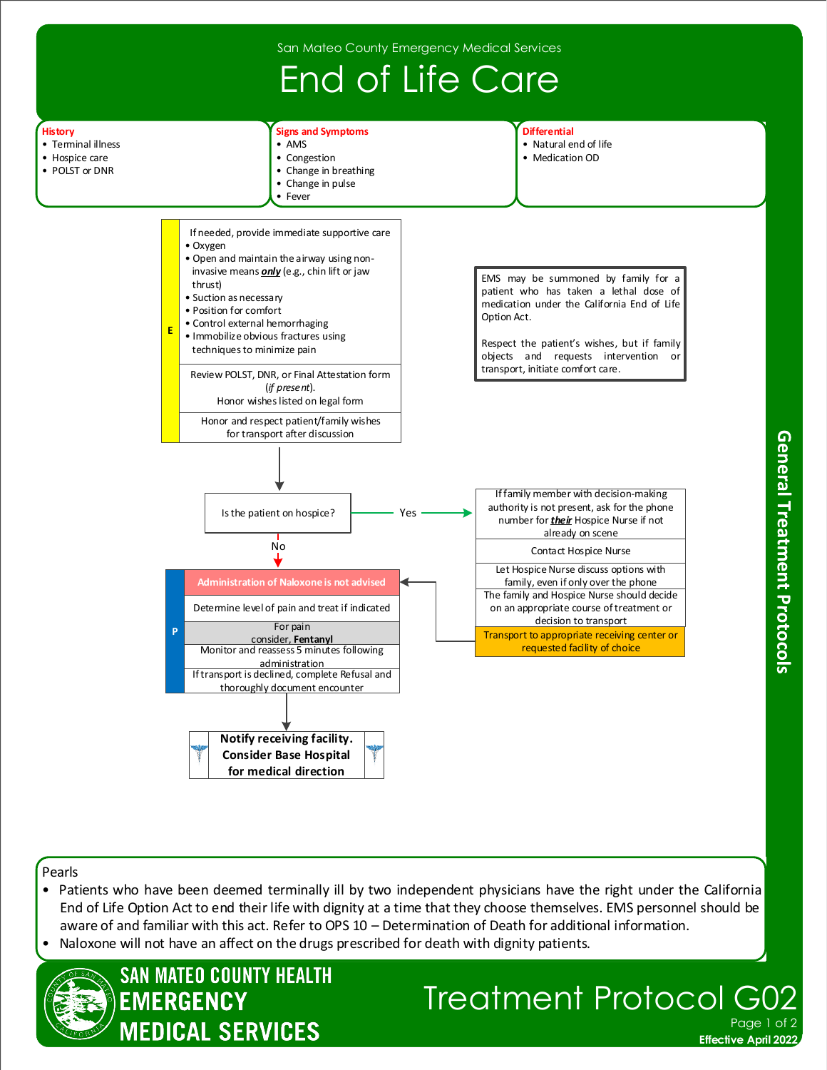San Mateo County Emergency Medical Services

# End of Life Care

**History**
- Terminal illness
- Hospice care
- POLST or DNR

**Signs and Symptoms**
- AMS
- Congestion
- Change in breathing
- Change in pulse
- Fever

**Differential**
- Natural end of life
- Medication OD

**E**

If needed, provide immediate supportive care
- Oxygen
- Open and maintain the airway using non-invasive means ***only*** (e.g., chin lift or jaw thrust)
- Suction as necessary
- Position for comfort
- Control external hemorrhaging
- Immobilize obvious fractures using techniques to minimize pain

Review POLST, DNR, or Final Attestation form (*if present*).
Honor wishes listed on legal form

Honor and respect patient/family wishes for transport after discussion

EMS may be summoned by family for a patient who has taken a lethal dose of medication under the California End of Life Option Act.

Respect the patient's wishes, but if family objects and requests intervention or transport, initiate comfort care.

**Is the patient on hospice?**

**Yes:**

If family member with decision-making authority is not present, ask for the phone number for ***their*** Hospice Nurse if not already on scene

Contact Hospice Nurse

Let Hospice Nurse discuss options with family, even if only over the phone

The family and Hospice Nurse should decide on an appropriate course of treatment or decision to transport

Transport to appropriate receiving center or requested facility of choice

**No:**

**P**

**Administration of Naloxone is not advised**

Determine level of pain and treat if indicated

For pain
consider, **Fentanyl**

Monitor and reassess 5 minutes following administration

If transport is declined, complete Refusal and thoroughly document encounter

**Notify receiving facility. Consider Base Hospital for medical direction**

## Pearls
- Patients who have been deemed terminally ill by two independent physicians have the right under the California End of Life Option Act to end their life with dignity at a time that they choose themselves. EMS personnel should be aware of and familiar with this act. Refer to OPS 10 – Determination of Death for additional information.
- Naloxone will not have an affect on the drugs prescribed for death with dignity patients.

SAN MATEO COUNTY HEALTH EMERGENCY MEDICAL SERVICES

Treatment Protocol G02

Effective April 2022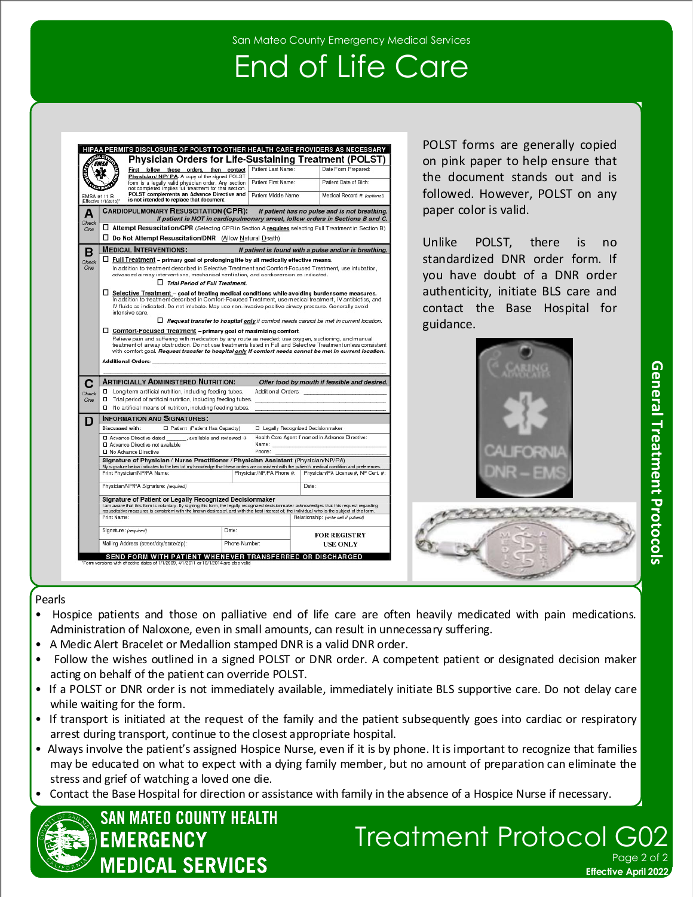San Mateo County Emergency Medical Services

# End of Life Care

HIPAA PERMITS DISCLOSURE OF POLST TO OTHER HEALTH CARE PROVIDERS AS NECESSARY

## Physician Orders for Life-Sustaining Treatment (POLST)

EMSA #111 B (Effective 1/1/2015)*

First follow these orders, then contact Physician/NP/PA. A copy of the signed POLST form is a legally valid physician order. Any section not completed implies full treatment for that section. POLST complements an Advance Directive and is not intended to replace that document.

| | |
|---|---|
| Patient Last Name: | Date Form Prepared: |
| Patient First Name: | Patient Date of Birth: |
| Patient Middle Name: | Medical Record #: (optional) |

**A** Check One — **CARDIOPULMONARY RESUSCITATION (CPR):** *If patient has no pulse and is not breathing. If patient is NOT in cardiopulmonary arrest, follow orders in Sections B and C.*

- ☐ Attempt Resuscitation/CPR (Selecting CPR in Section A **requires** selecting Full Treatment in Section B)
- ☐ Do Not Attempt Resuscitation/DNR (Allow Natural Death)

**B** Check One — **MEDICAL INTERVENTIONS:** *If patient is found with a pulse and/or is breathing.*

- ☐ **Full Treatment** – primary goal of prolonging life by all medically effective means. In addition to treatment described in Selective Treatment and Comfort-Focused Treatment, use intubation, advanced airway interventions, mechanical ventilation, and cardioversion as indicated.
  - ☐ *Trial Period of Full Treatment.*
- ☐ **Selective Treatment** – goal of treating medical conditions while avoiding burdensome measures. In addition to treatment described in Comfort-Focused Treatment, use medical treatment, IV antibiotics, and IV fluids as indicated. Do not intubate. May use non-invasive positive airway pressure. Generally avoid intensive care.
  - ☐ *Request transfer to hospital **only** if comfort needs cannot be met in current location.*
- ☐ **Comfort-Focused Treatment** – primary goal of maximizing comfort. Relieve pain and suffering with medication by any route as needed; use oxygen, suctioning, and manual treatment of airway obstruction. Do not use treatments listed in Full and Selective Treatment unless consistent with comfort goal. ***Request transfer to hospital only if comfort needs cannot be met in current location.***

Additional Orders:

**C** Check One — **ARTIFICIALLY ADMINISTERED NUTRITION:** *Offer food by mouth if feasible and desired.*

- ☐ Long-term artificial nutrition, including feeding tubes.
- ☐ Trial period of artificial nutrition, including feeding tubes.
- ☐ No artificial means of nutrition, including feeding tubes.

Additional Orders:

**D** — **INFORMATION AND SIGNATURES:**

Discussed with: ☐ Patient (Patient Has Capacity) ☐ Legally Recognized Decisionmaker

- ☐ Advance Directive dated _______, available and reviewed → Health Care Agent if named in Advance Directive: Name: Phone:
- ☐ Advance Directive not available
- ☐ No Advance Directive

**Signature of Physician / Nurse Practitioner / Physician Assistant (Physician/NP/PA)**

My signature below indicates to the best of my knowledge that these orders are consistent with the patient's medical condition and preferences.

| | | |
|---|---|---|
| Print Physician/NP/PA Name: | Physician/NP/PA Phone #: | Physician/PA License #, NP Cert. #: |
| Physician/NP/PA Signature: (required) | | Date: |

**Signature of Patient or Legally Recognized Decisionmaker**

I am aware that this form is voluntary. By signing this form, the legally recognized decisionmaker acknowledges that this request regarding resuscitative measures is consistent with the known desires of, and with the best interest of, the individual who is the subject of the form.

| | | |
|---|---|---|
| Print Name: | | Relationship: (write self if patient) |
| Signature: (required) | Date: | FOR REGISTRY USE ONLY |
| Mailing Address (street/city/state/zip): | Phone Number: | |

SEND FORM WITH PATIENT WHENEVER TRANSFERRED OR DISCHARGED

*Form versions with effective dates of 1/1/2009, 4/1/2011 or 10/1/2014 are also valid

POLST forms are generally copied on pink paper to help ensure that the document stands out and is followed. However, POLST on any paper color is valid.

Unlike POLST, there is no standardized DNR order form. If you have doubt of a DNR order authenticity, initiate BLS care and contact the Base Hospital for guidance.

CARING ADVOCATES CALIFORNIA DNR – EMS

MEDIC ALERT

General Treatment Protocols

Pearls

- Hospice patients and those on palliative end of life care are often heavily medicated with pain medications. Administration of Naloxone, even in small amounts, can result in unnecessary suffering.
- A Medic Alert Bracelet or Medallion stamped DNR is a valid DNR order.
- Follow the wishes outlined in a signed POLST or DNR order. A competent patient or designated decision maker acting on behalf of the patient can override POLST.
- If a POLST or DNR order is not immediately available, immediately initiate BLS supportive care. Do not delay care while waiting for the form.
- If transport is initiated at the request of the family and the patient subsequently goes into cardiac or respiratory arrest during transport, continue to the closest appropriate hospital.
- Always involve the patient's assigned Hospice Nurse, even if it is by phone. It is important to recognize that families may be educated on what to expect with a dying family member, but no amount of preparation can eliminate the stress and grief of watching a loved one die.
- Contact the Base Hospital for direction or assistance with family in the absence of a Hospice Nurse if necessary.

SAN MATEO COUNTY HEALTH EMERGENCY MEDICAL SERVICES

Treatment Protocol G02

Effective April 2022